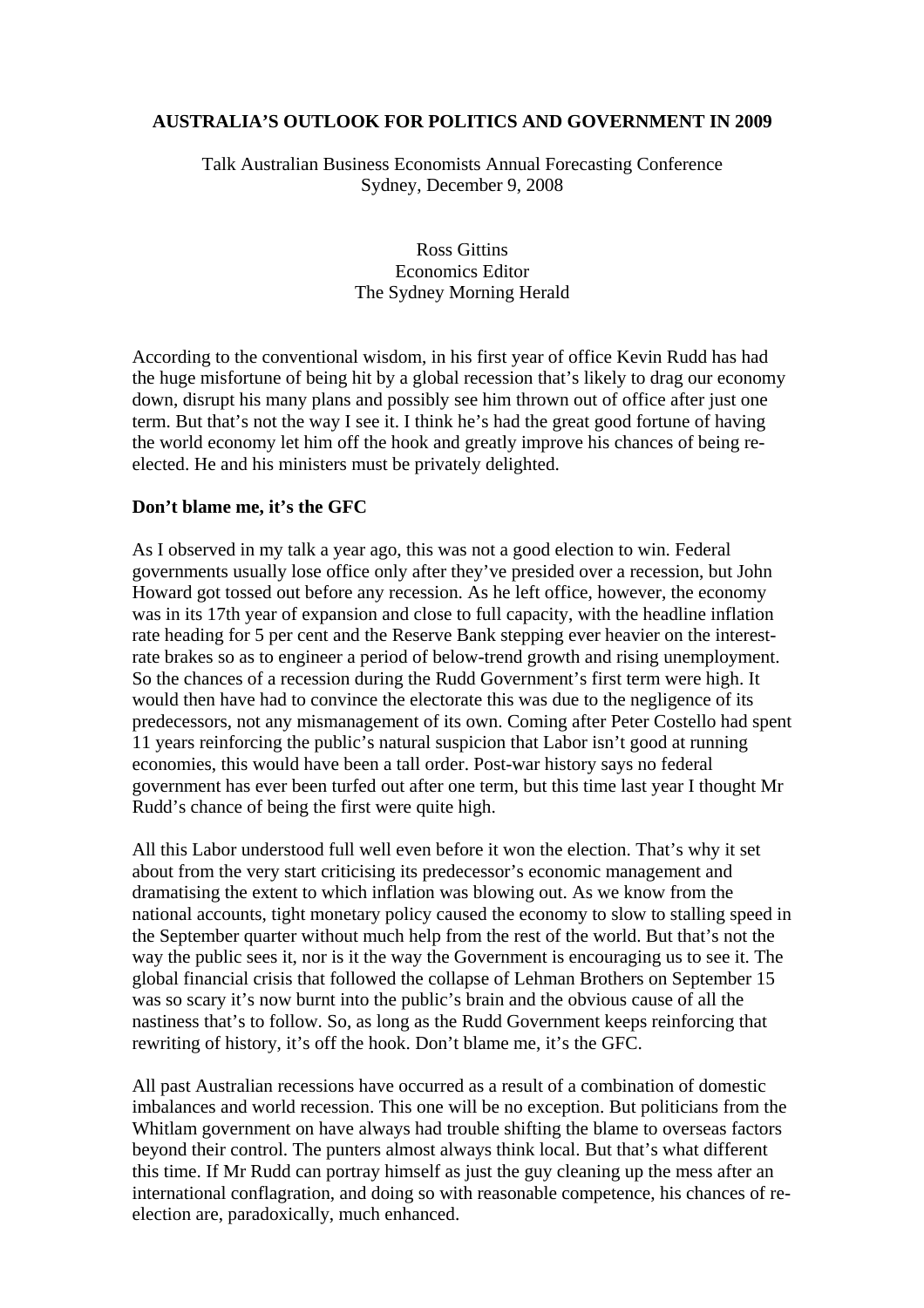# AUSTRALIA'S OUTLOOK FOR POLITICS AND GOVERNMENT IN 2009

Talk Australian Business Economists Annual Forecasting Conference
Sydney, December 9, 2008

Ross Gittins
Economics Editor
The Sydney Morning Herald

According to the conventional wisdom, in his first year of office Kevin Rudd has had the huge misfortune of being hit by a global recession that's likely to drag our economy down, disrupt his many plans and possibly see him thrown out of office after just one term. But that's not the way I see it. I think he's had the great good fortune of having the world economy let him off the hook and greatly improve his chances of being re-elected. He and his ministers must be privately delighted.

**Don't blame me, it's the GFC**

As I observed in my talk a year ago, this was not a good election to win. Federal governments usually lose office only after they've presided over a recession, but John Howard got tossed out before any recession. As he left office, however, the economy was in its 17th year of expansion and close to full capacity, with the headline inflation rate heading for 5 per cent and the Reserve Bank stepping ever heavier on the interest-rate brakes so as to engineer a period of below-trend growth and rising unemployment. So the chances of a recession during the Rudd Government's first term were high. It would then have had to convince the electorate this was due to the negligence of its predecessors, not any mismanagement of its own. Coming after Peter Costello had spent 11 years reinforcing the public's natural suspicion that Labor isn't good at running economies, this would have been a tall order. Post-war history says no federal government has ever been turfed out after one term, but this time last year I thought Mr Rudd's chance of being the first were quite high.

All this Labor understood full well even before it won the election. That's why it set about from the very start criticising its predecessor's economic management and dramatising the extent to which inflation was blowing out. As we know from the national accounts, tight monetary policy caused the economy to slow to stalling speed in the September quarter without much help from the rest of the world. But that's not the way the public sees it, nor is it the way the Government is encouraging us to see it. The global financial crisis that followed the collapse of Lehman Brothers on September 15 was so scary it's now burnt into the public's brain and the obvious cause of all the nastiness that's to follow. So, as long as the Rudd Government keeps reinforcing that rewriting of history, it's off the hook. Don't blame me, it's the GFC.

All past Australian recessions have occurred as a result of a combination of domestic imbalances and world recession. This one will be no exception. But politicians from the Whitlam government on have always had trouble shifting the blame to overseas factors beyond their control. The punters almost always think local. But that's what different this time. If Mr Rudd can portray himself as just the guy cleaning up the mess after an international conflagration, and doing so with reasonable competence, his chances of re-election are, paradoxically, much enhanced.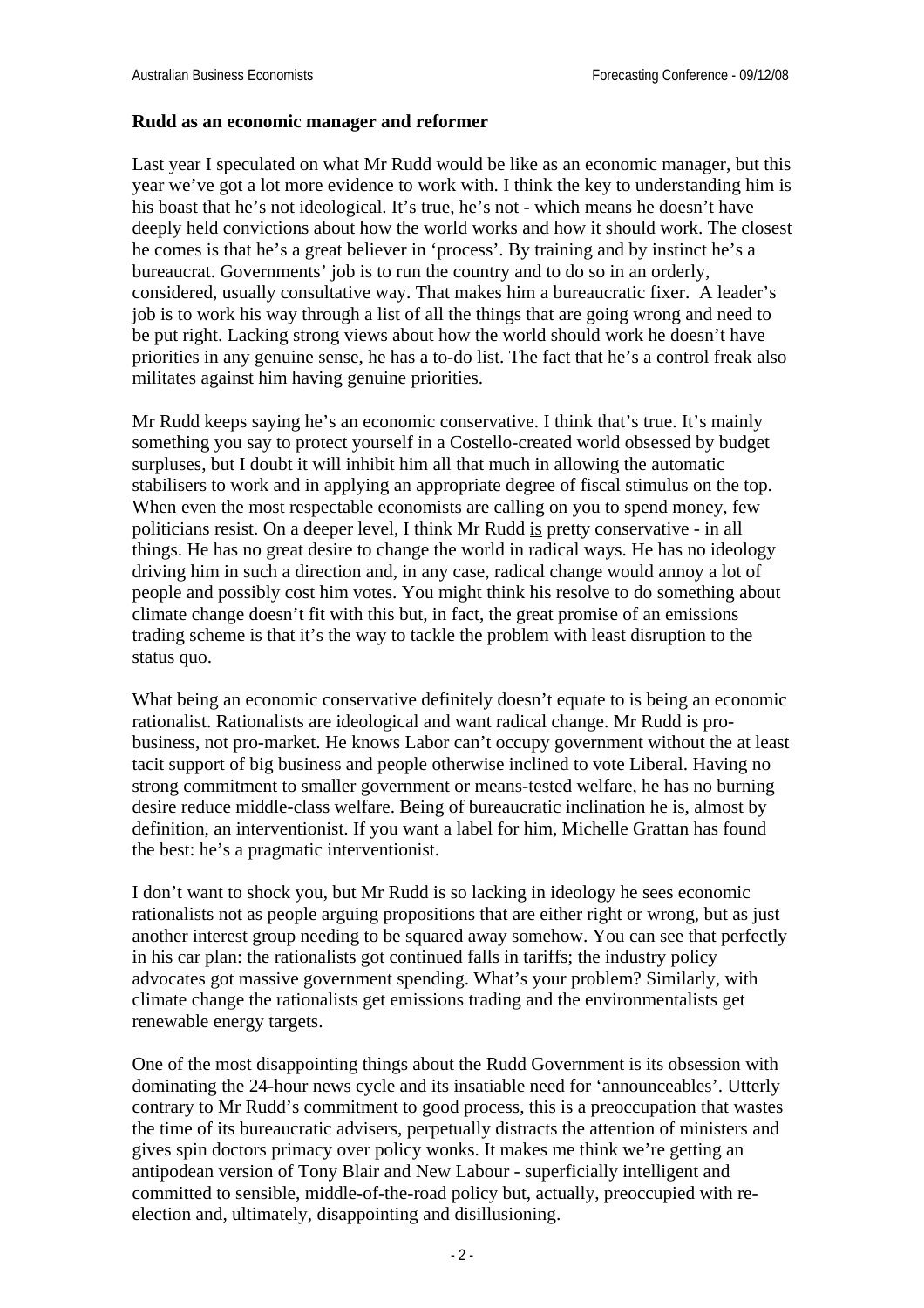**Rudd as an economic manager and reformer**

Last year I speculated on what Mr Rudd would be like as an economic manager, but this year we've got a lot more evidence to work with. I think the key to understanding him is his boast that he's not ideological. It's true, he's not - which means he doesn't have deeply held convictions about how the world works and how it should work. The closest he comes is that he's a great believer in 'process'. By training and by instinct he's a bureaucrat. Governments' job is to run the country and to do so in an orderly, considered, usually consultative way. That makes him a bureaucratic fixer. A leader's job is to work his way through a list of all the things that are going wrong and need to be put right. Lacking strong views about how the world should work he doesn't have priorities in any genuine sense, he has a to-do list. The fact that he's a control freak also militates against him having genuine priorities.

Mr Rudd keeps saying he's an economic conservative. I think that's true. It's mainly something you say to protect yourself in a Costello-created world obsessed by budget surpluses, but I doubt it will inhibit him all that much in allowing the automatic stabilisers to work and in applying an appropriate degree of fiscal stimulus on the top. When even the most respectable economists are calling on you to spend money, few politicians resist. On a deeper level, I think Mr Rudd <u>is</u> pretty conservative - in all things. He has no great desire to change the world in radical ways. He has no ideology driving him in such a direction and, in any case, radical change would annoy a lot of people and possibly cost him votes. You might think his resolve to do something about climate change doesn't fit with this but, in fact, the great promise of an emissions trading scheme is that it's the way to tackle the problem with least disruption to the status quo.

What being an economic conservative definitely doesn't equate to is being an economic rationalist. Rationalists are ideological and want radical change. Mr Rudd is pro-business, not pro-market. He knows Labor can't occupy government without the at least tacit support of big business and people otherwise inclined to vote Liberal. Having no strong commitment to smaller government or means-tested welfare, he has no burning desire reduce middle-class welfare. Being of bureaucratic inclination he is, almost by definition, an interventionist. If you want a label for him, Michelle Grattan has found the best: he's a pragmatic interventionist.

I don't want to shock you, but Mr Rudd is so lacking in ideology he sees economic rationalists not as people arguing propositions that are either right or wrong, but as just another interest group needing to be squared away somehow. You can see that perfectly in his car plan: the rationalists got continued falls in tariffs; the industry policy advocates got massive government spending. What's your problem? Similarly, with climate change the rationalists get emissions trading and the environmentalists get renewable energy targets.

One of the most disappointing things about the Rudd Government is its obsession with dominating the 24-hour news cycle and its insatiable need for 'announceables'. Utterly contrary to Mr Rudd's commitment to good process, this is a preoccupation that wastes the time of its bureaucratic advisers, perpetually distracts the attention of ministers and gives spin doctors primacy over policy wonks. It makes me think we're getting an antipodean version of Tony Blair and New Labour - superficially intelligent and committed to sensible, middle-of-the-road policy but, actually, preoccupied with re-election and, ultimately, disappointing and disillusioning.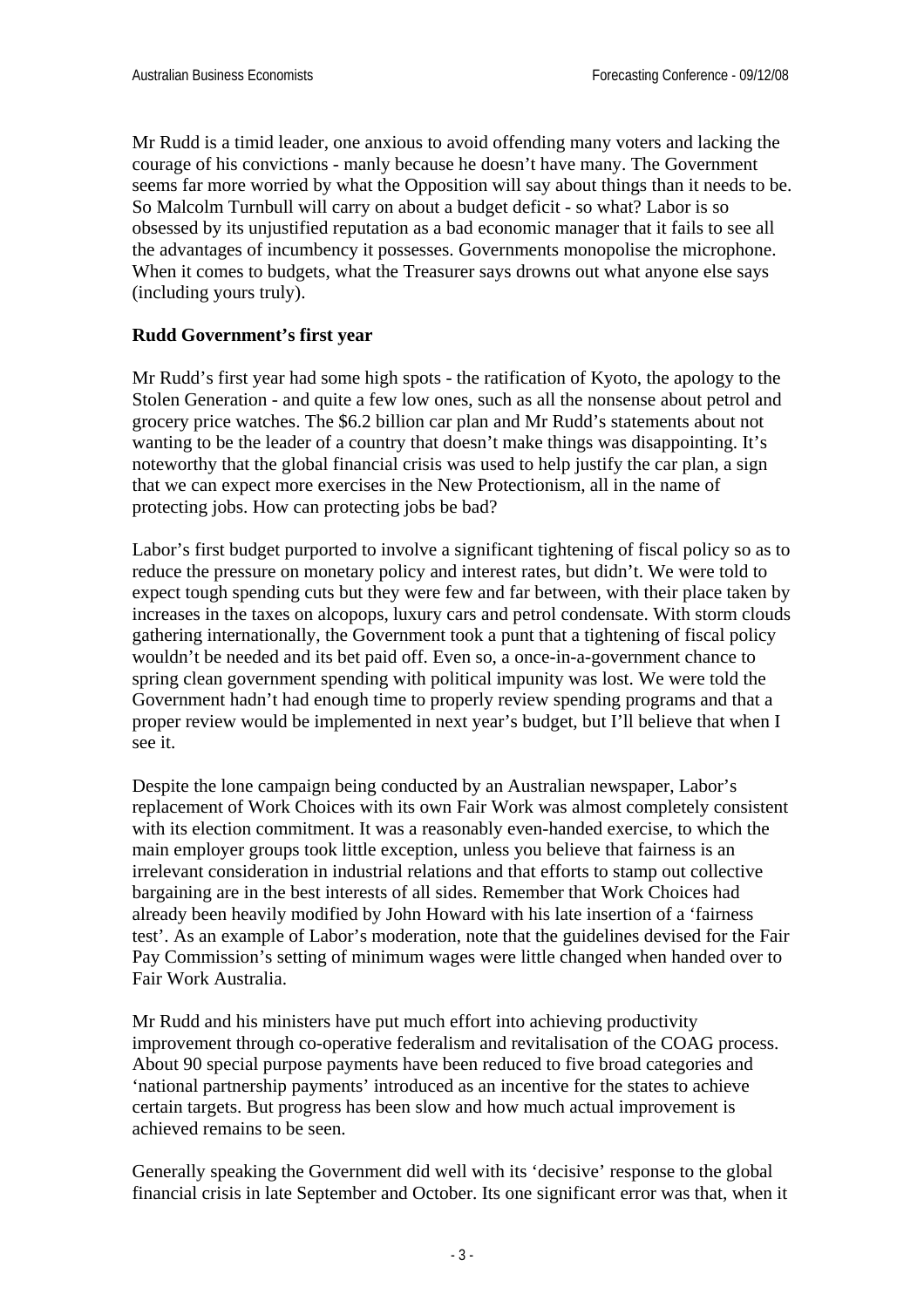Mr Rudd is a timid leader, one anxious to avoid offending many voters and lacking the courage of his convictions - manly because he doesn't have many. The Government seems far more worried by what the Opposition will say about things than it needs to be. So Malcolm Turnbull will carry on about a budget deficit - so what? Labor is so obsessed by its unjustified reputation as a bad economic manager that it fails to see all the advantages of incumbency it possesses. Governments monopolise the microphone. When it comes to budgets, what the Treasurer says drowns out what anyone else says (including yours truly).

**Rudd Government's first year**

Mr Rudd's first year had some high spots - the ratification of Kyoto, the apology to the Stolen Generation - and quite a few low ones, such as all the nonsense about petrol and grocery price watches. The $6.2 billion car plan and Mr Rudd's statements about not wanting to be the leader of a country that doesn't make things was disappointing. It's noteworthy that the global financial crisis was used to help justify the car plan, a sign that we can expect more exercises in the New Protectionism, all in the name of protecting jobs. How can protecting jobs be bad?

Labor's first budget purported to involve a significant tightening of fiscal policy so as to reduce the pressure on monetary policy and interest rates, but didn't. We were told to expect tough spending cuts but they were few and far between, with their place taken by increases in the taxes on alcopops, luxury cars and petrol condensate. With storm clouds gathering internationally, the Government took a punt that a tightening of fiscal policy wouldn't be needed and its bet paid off. Even so, a once-in-a-government chance to spring clean government spending with political impunity was lost. We were told the Government hadn't had enough time to properly review spending programs and that a proper review would be implemented in next year's budget, but I'll believe that when I see it.

Despite the lone campaign being conducted by an Australian newspaper, Labor's replacement of Work Choices with its own Fair Work was almost completely consistent with its election commitment. It was a reasonably even-handed exercise, to which the main employer groups took little exception, unless you believe that fairness is an irrelevant consideration in industrial relations and that efforts to stamp out collective bargaining are in the best interests of all sides. Remember that Work Choices had already been heavily modified by John Howard with his late insertion of a 'fairness test'. As an example of Labor's moderation, note that the guidelines devised for the Fair Pay Commission's setting of minimum wages were little changed when handed over to Fair Work Australia.

Mr Rudd and his ministers have put much effort into achieving productivity improvement through co-operative federalism and revitalisation of the COAG process. About 90 special purpose payments have been reduced to five broad categories and 'national partnership payments' introduced as an incentive for the states to achieve certain targets. But progress has been slow and how much actual improvement is achieved remains to be seen.

Generally speaking the Government did well with its 'decisive' response to the global financial crisis in late September and October. Its one significant error was that, when it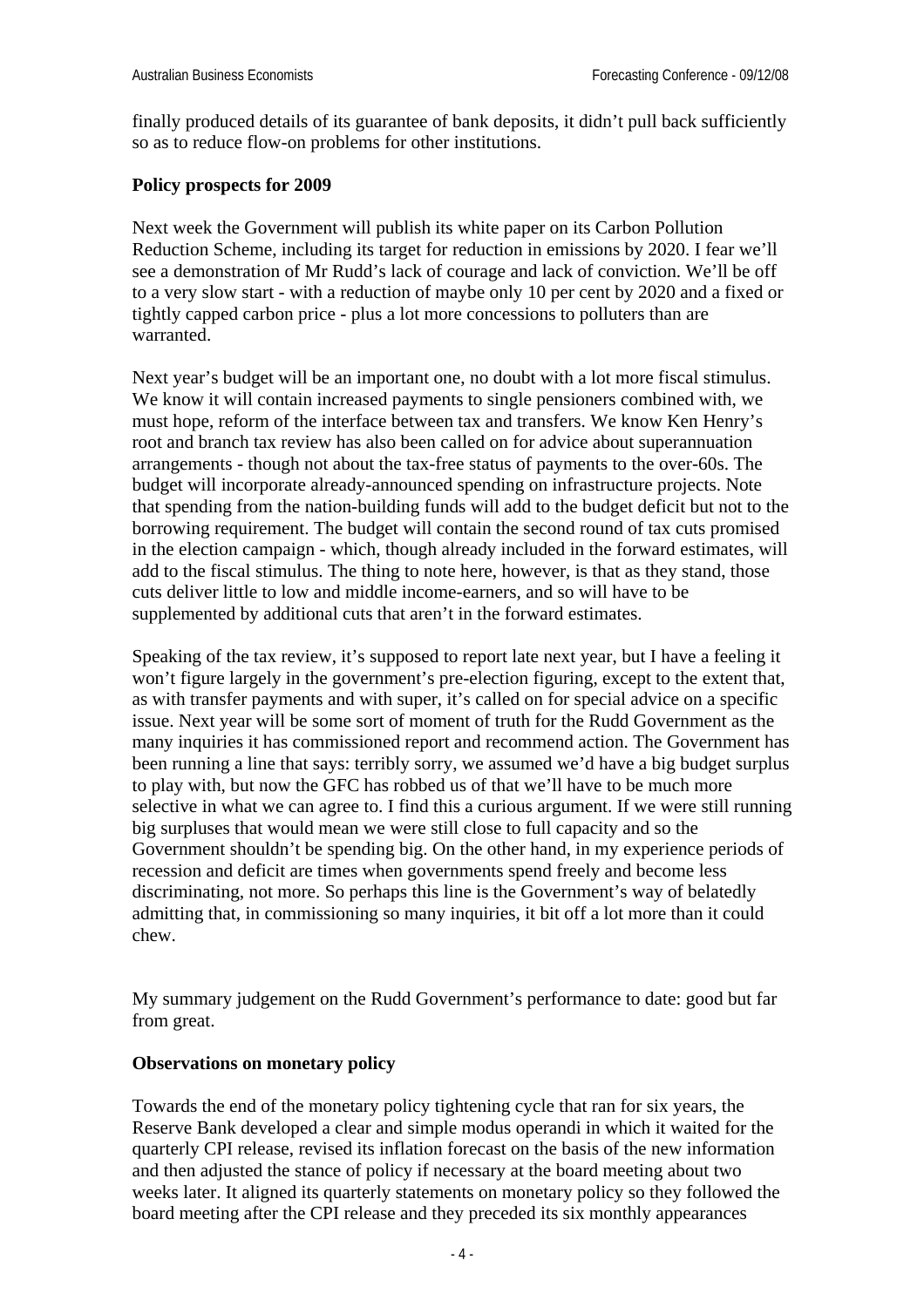finally produced details of its guarantee of bank deposits, it didn't pull back sufficiently so as to reduce flow-on problems for other institutions.

**Policy prospects for 2009**

Next week the Government will publish its white paper on its Carbon Pollution Reduction Scheme, including its target for reduction in emissions by 2020. I fear we'll see a demonstration of Mr Rudd's lack of courage and lack of conviction. We'll be off to a very slow start - with a reduction of maybe only 10 per cent by 2020 and a fixed or tightly capped carbon price - plus a lot more concessions to polluters than are warranted.

Next year's budget will be an important one, no doubt with a lot more fiscal stimulus. We know it will contain increased payments to single pensioners combined with, we must hope, reform of the interface between tax and transfers. We know Ken Henry's root and branch tax review has also been called on for advice about superannuation arrangements - though not about the tax-free status of payments to the over-60s. The budget will incorporate already-announced spending on infrastructure projects. Note that spending from the nation-building funds will add to the budget deficit but not to the borrowing requirement. The budget will contain the second round of tax cuts promised in the election campaign - which, though already included in the forward estimates, will add to the fiscal stimulus. The thing to note here, however, is that as they stand, those cuts deliver little to low and middle income-earners, and so will have to be supplemented by additional cuts that aren't in the forward estimates.

Speaking of the tax review, it's supposed to report late next year, but I have a feeling it won't figure largely in the government's pre-election figuring, except to the extent that, as with transfer payments and with super, it's called on for special advice on a specific issue. Next year will be some sort of moment of truth for the Rudd Government as the many inquiries it has commissioned report and recommend action. The Government has been running a line that says: terribly sorry, we assumed we'd have a big budget surplus to play with, but now the GFC has robbed us of that we'll have to be much more selective in what we can agree to. I find this a curious argument. If we were still running big surpluses that would mean we were still close to full capacity and so the Government shouldn't be spending big. On the other hand, in my experience periods of recession and deficit are times when governments spend freely and become less discriminating, not more. So perhaps this line is the Government's way of belatedly admitting that, in commissioning so many inquiries, it bit off a lot more than it could chew.

My summary judgement on the Rudd Government's performance to date: good but far from great.

**Observations on monetary policy**

Towards the end of the monetary policy tightening cycle that ran for six years, the Reserve Bank developed a clear and simple modus operandi in which it waited for the quarterly CPI release, revised its inflation forecast on the basis of the new information and then adjusted the stance of policy if necessary at the board meeting about two weeks later. It aligned its quarterly statements on monetary policy so they followed the board meeting after the CPI release and they preceded its six monthly appearances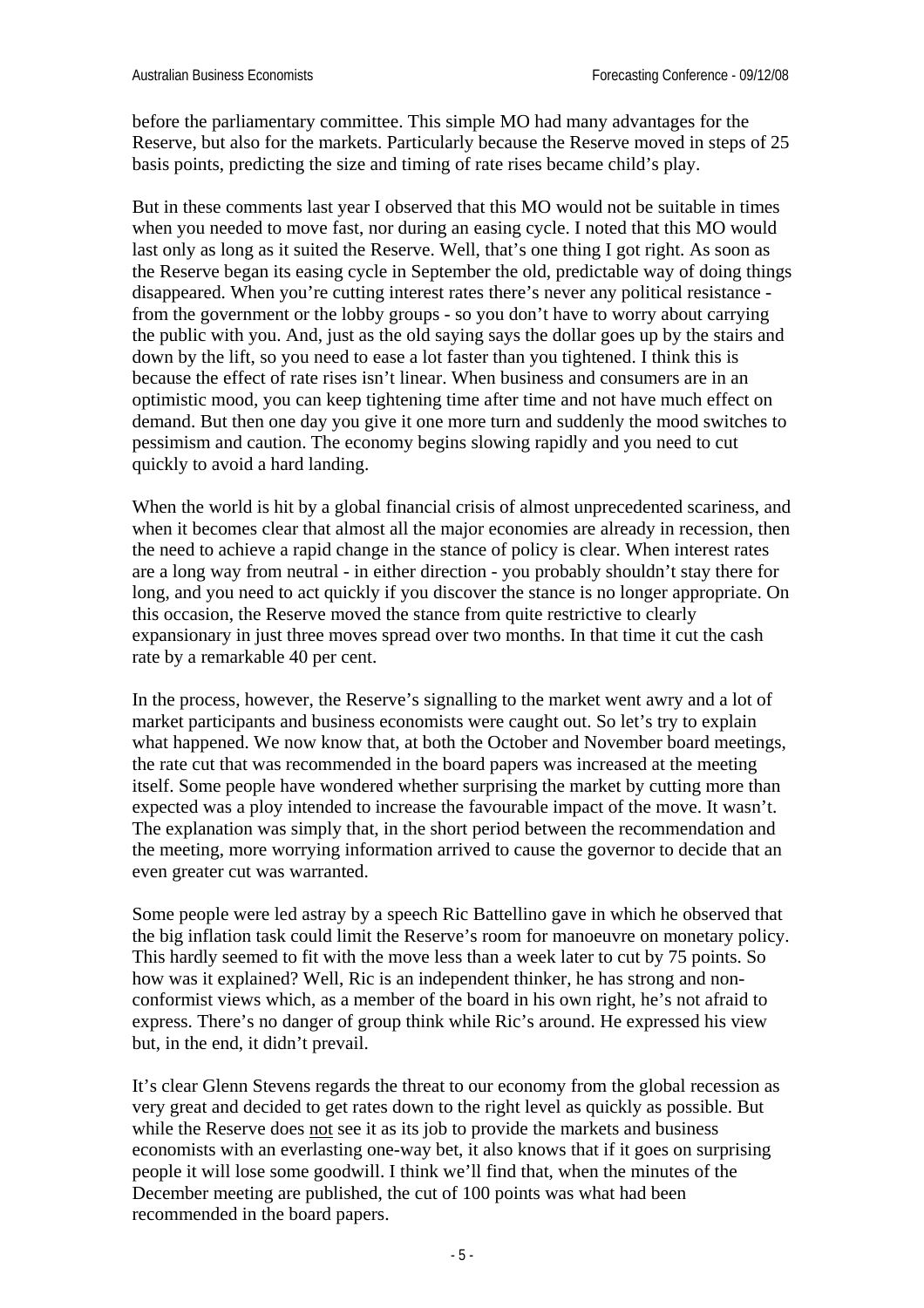before the parliamentary committee. This simple MO had many advantages for the Reserve, but also for the markets. Particularly because the Reserve moved in steps of 25 basis points, predicting the size and timing of rate rises became child's play.

But in these comments last year I observed that this MO would not be suitable in times when you needed to move fast, nor during an easing cycle. I noted that this MO would last only as long as it suited the Reserve. Well, that's one thing I got right. As soon as the Reserve began its easing cycle in September the old, predictable way of doing things disappeared. When you're cutting interest rates there's never any political resistance - from the government or the lobby groups - so you don't have to worry about carrying the public with you. And, just as the old saying says the dollar goes up by the stairs and down by the lift, so you need to ease a lot faster than you tightened. I think this is because the effect of rate rises isn't linear. When business and consumers are in an optimistic mood, you can keep tightening time after time and not have much effect on demand. But then one day you give it one more turn and suddenly the mood switches to pessimism and caution. The economy begins slowing rapidly and you need to cut quickly to avoid a hard landing.

When the world is hit by a global financial crisis of almost unprecedented scariness, and when it becomes clear that almost all the major economies are already in recession, then the need to achieve a rapid change in the stance of policy is clear. When interest rates are a long way from neutral - in either direction - you probably shouldn't stay there for long, and you need to act quickly if you discover the stance is no longer appropriate. On this occasion, the Reserve moved the stance from quite restrictive to clearly expansionary in just three moves spread over two months. In that time it cut the cash rate by a remarkable 40 per cent.

In the process, however, the Reserve's signalling to the market went awry and a lot of market participants and business economists were caught out. So let's try to explain what happened. We now know that, at both the October and November board meetings, the rate cut that was recommended in the board papers was increased at the meeting itself. Some people have wondered whether surprising the market by cutting more than expected was a ploy intended to increase the favourable impact of the move. It wasn't. The explanation was simply that, in the short period between the recommendation and the meeting, more worrying information arrived to cause the governor to decide that an even greater cut was warranted.

Some people were led astray by a speech Ric Battellino gave in which he observed that the big inflation task could limit the Reserve's room for manoeuvre on monetary policy. This hardly seemed to fit with the move less than a week later to cut by 75 points. So how was it explained? Well, Ric is an independent thinker, he has strong and non-conformist views which, as a member of the board in his own right, he's not afraid to express. There's no danger of group think while Ric's around. He expressed his view but, in the end, it didn't prevail.

It's clear Glenn Stevens regards the threat to our economy from the global recession as very great and decided to get rates down to the right level as quickly as possible. But while the Reserve does <u>not</u> see it as its job to provide the markets and business economists with an everlasting one-way bet, it also knows that if it goes on surprising people it will lose some goodwill. I think we'll find that, when the minutes of the December meeting are published, the cut of 100 points was what had been recommended in the board papers.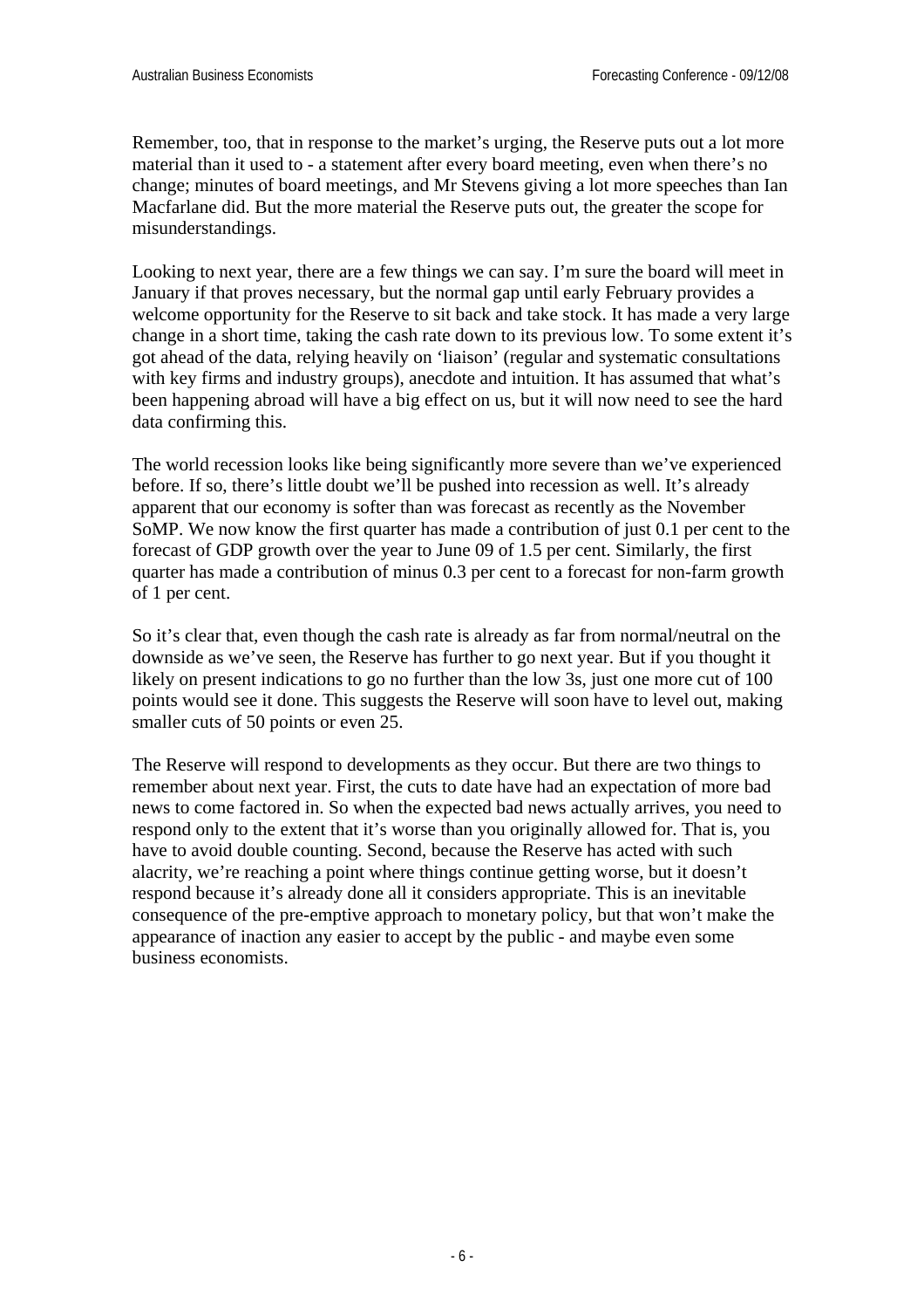Remember, too, that in response to the market's urging, the Reserve puts out a lot more material than it used to - a statement after every board meeting, even when there's no change; minutes of board meetings, and Mr Stevens giving a lot more speeches than Ian Macfarlane did. But the more material the Reserve puts out, the greater the scope for misunderstandings.

Looking to next year, there are a few things we can say. I'm sure the board will meet in January if that proves necessary, but the normal gap until early February provides a welcome opportunity for the Reserve to sit back and take stock. It has made a very large change in a short time, taking the cash rate down to its previous low. To some extent it's got ahead of the data, relying heavily on 'liaison' (regular and systematic consultations with key firms and industry groups), anecdote and intuition. It has assumed that what's been happening abroad will have a big effect on us, but it will now need to see the hard data confirming this.

The world recession looks like being significantly more severe than we've experienced before. If so, there's little doubt we'll be pushed into recession as well. It's already apparent that our economy is softer than was forecast as recently as the November SoMP. We now know the first quarter has made a contribution of just 0.1 per cent to the forecast of GDP growth over the year to June 09 of 1.5 per cent. Similarly, the first quarter has made a contribution of minus 0.3 per cent to a forecast for non-farm growth of 1 per cent.

So it's clear that, even though the cash rate is already as far from normal/neutral on the downside as we've seen, the Reserve has further to go next year. But if you thought it likely on present indications to go no further than the low 3s, just one more cut of 100 points would see it done. This suggests the Reserve will soon have to level out, making smaller cuts of 50 points or even 25.

The Reserve will respond to developments as they occur. But there are two things to remember about next year. First, the cuts to date have had an expectation of more bad news to come factored in. So when the expected bad news actually arrives, you need to respond only to the extent that it's worse than you originally allowed for. That is, you have to avoid double counting. Second, because the Reserve has acted with such alacrity, we're reaching a point where things continue getting worse, but it doesn't respond because it's already done all it considers appropriate. This is an inevitable consequence of the pre-emptive approach to monetary policy, but that won't make the appearance of inaction any easier to accept by the public - and maybe even some business economists.